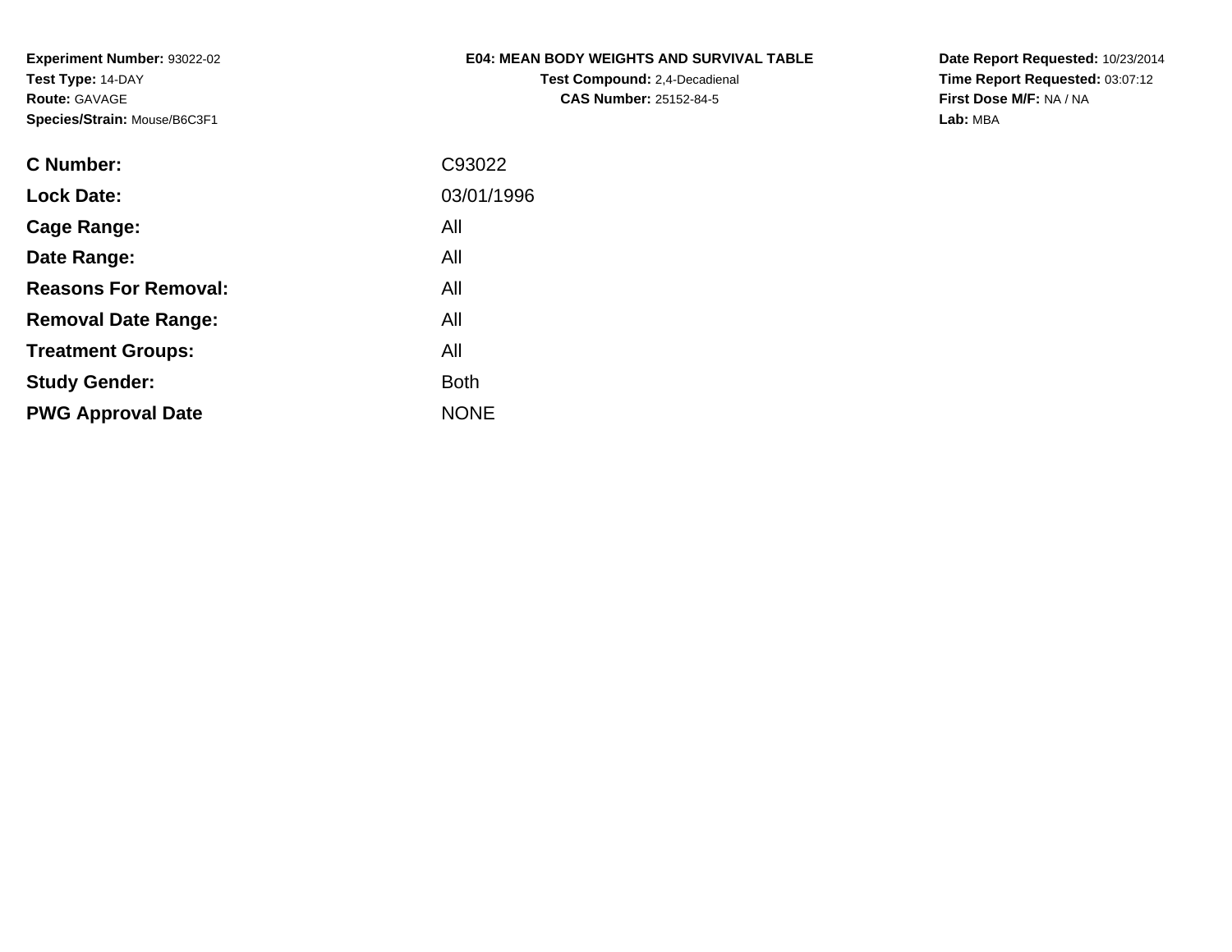**Experiment Number:** 93022-02
**Test Type:** 14-DAY
**Route:** GAVAGE
**Species/Strain:** Mouse/B6C3F1

**E04: MEAN BODY WEIGHTS AND SURVIVAL TABLE**
**Test Compound:** 2,4-Decadienal
**CAS Number:** 25152-84-5

**Date Report Requested:** 10/23/2014
**Time Report Requested:** 03:07:12
**First Dose M/F:** NA / NA
**Lab:** MBA

| | |
|---|---|
| **C Number:** | C93022 |
| **Lock Date:** | 03/01/1996 |
| **Cage Range:** | All |
| **Date Range:** | All |
| **Reasons For Removal:** | All |
| **Removal Date Range:** | All |
| **Treatment Groups:** | All |
| **Study Gender:** | Both |
| **PWG Approval Date** | NONE |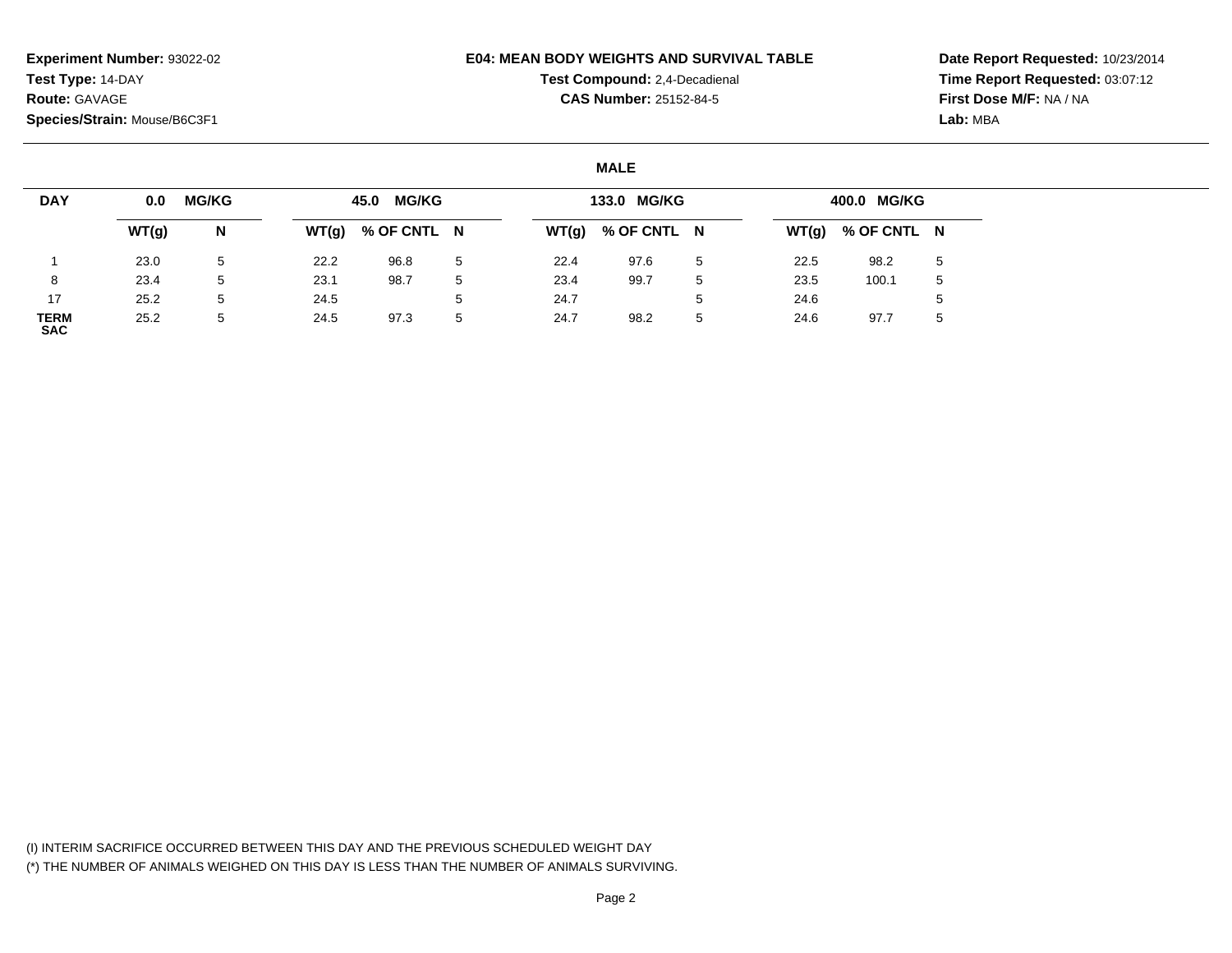**Experiment Number:** 93022-02
**Test Type:** 14-DAY
**Route:** GAVAGE
**Species/Strain:** Mouse/B6C3F1

**E04: MEAN BODY WEIGHTS AND SURVIVAL TABLE**
**Test Compound:** 2,4-Decadienal
**CAS Number:** 25152-84-5

**Date Report Requested:** 10/23/2014
**Time Report Requested:** 03:07:12
**First Dose M/F:** NA / NA
**Lab:** MBA

## MALE

| DAY | 0.0 MG/KG | | 45.0 MG/KG | | | 133.0 MG/KG | | | 400.0 MG/KG | | |
|---|---|---|---|---|---|---|---|---|---|---|---|
| | WT(g) | N | WT(g) | % OF CNTL | N | WT(g) | % OF CNTL | N | WT(g) | % OF CNTL | N |
| 1 | 23.0 | 5 | 22.2 | 96.8 | 5 | 22.4 | 97.6 | 5 | 22.5 | 98.2 | 5 |
| 8 | 23.4 | 5 | 23.1 | 98.7 | 5 | 23.4 | 99.7 | 5 | 23.5 | 100.1 | 5 |
| 17 | 25.2 | 5 | 24.5 | | 5 | 24.7 | | 5 | 24.6 | | 5 |
| TERM SAC | 25.2 | 5 | 24.5 | 97.3 | 5 | 24.7 | 98.2 | 5 | 24.6 | 97.7 | 5 |

(I) INTERIM SACRIFICE OCCURRED BETWEEN THIS DAY AND THE PREVIOUS SCHEDULED WEIGHT DAY
(*) THE NUMBER OF ANIMALS WEIGHED ON THIS DAY IS LESS THAN THE NUMBER OF ANIMALS SURVIVING.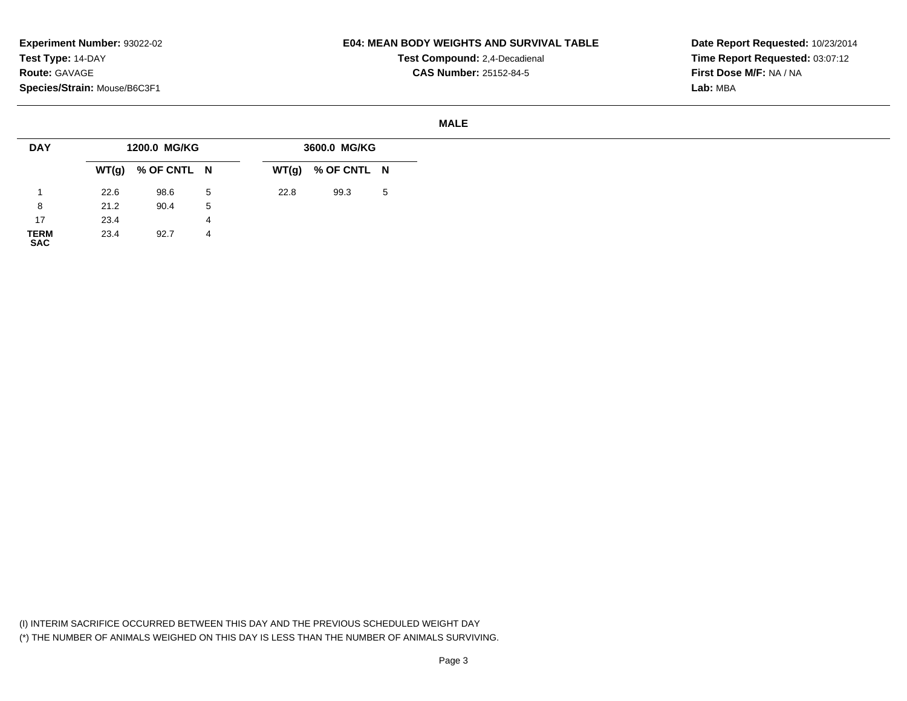**Experiment Number:** 93022-02
**Test Type:** 14-DAY
**Route:** GAVAGE
**Species/Strain:** Mouse/B6C3F1

**E04: MEAN BODY WEIGHTS AND SURVIVAL TABLE**
**Test Compound:** 2,4-Decadienal
**CAS Number:** 25152-84-5

**Date Report Requested:** 10/23/2014
**Time Report Requested:** 03:07:12
**First Dose M/F:** NA / NA
**Lab:** MBA

**MALE**

| DAY | 1200.0 MG/KG | | | 3600.0 MG/KG | | |
|---|---|---|---|---|---|---|
| | WT(g) | % OF CNTL | N | WT(g) | % OF CNTL | N |
| 1 | 22.6 | 98.6 | 5 | 22.8 | 99.3 | 5 |
| 8 | 21.2 | 90.4 | 5 | | | |
| 17 | 23.4 | | 4 | | | |
| TERM SAC | 23.4 | 92.7 | 4 | | | |

(I) INTERIM SACRIFICE OCCURRED BETWEEN THIS DAY AND THE PREVIOUS SCHEDULED WEIGHT DAY
(*) THE NUMBER OF ANIMALS WEIGHED ON THIS DAY IS LESS THAN THE NUMBER OF ANIMALS SURVIVING.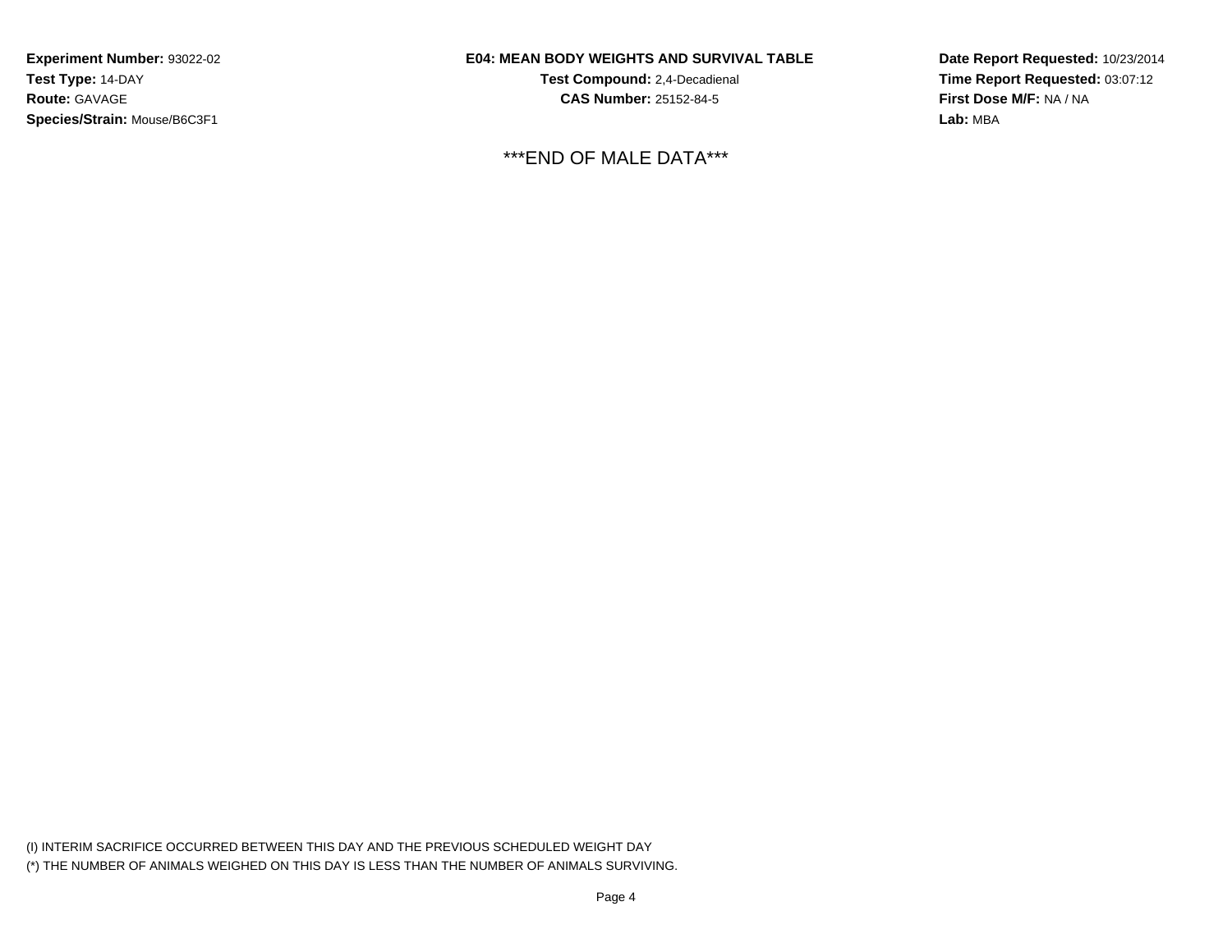**Experiment Number:** 93022-02
**Test Type:** 14-DAY
**Route:** GAVAGE
**Species/Strain:** Mouse/B6C3F1

**E04: MEAN BODY WEIGHTS AND SURVIVAL TABLE**
**Test Compound:** 2,4-Decadienal
**CAS Number:** 25152-84-5

**Date Report Requested:** 10/23/2014
**Time Report Requested:** 03:07:12
**First Dose M/F:** NA / NA
**Lab:** MBA

***END OF MALE DATA***

(I) INTERIM SACRIFICE OCCURRED BETWEEN THIS DAY AND THE PREVIOUS SCHEDULED WEIGHT DAY
(*) THE NUMBER OF ANIMALS WEIGHED ON THIS DAY IS LESS THAN THE NUMBER OF ANIMALS SURVIVING.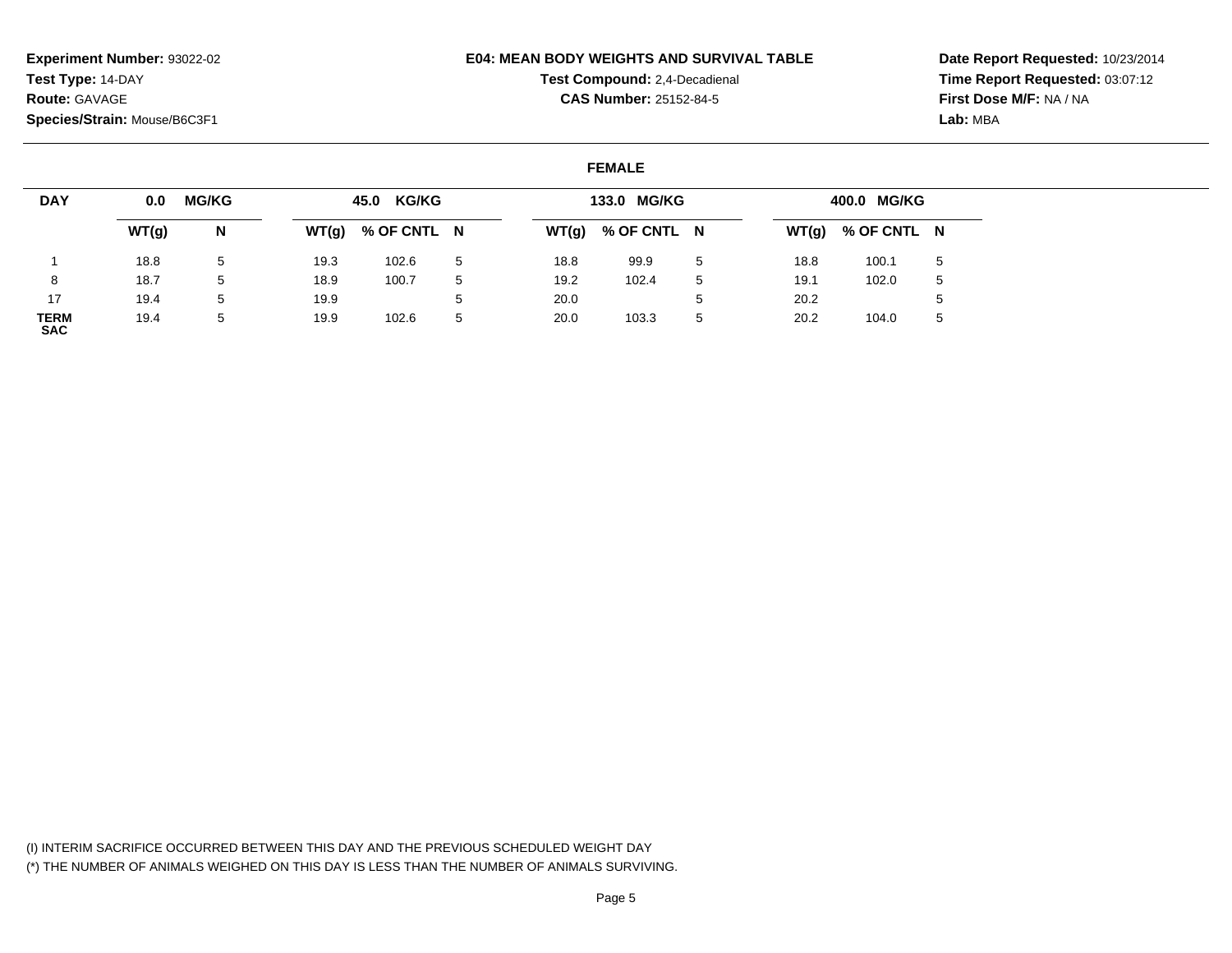**Experiment Number:** 93022-02
**Test Type:** 14-DAY
**Route:** GAVAGE
**Species/Strain:** Mouse/B6C3F1

**E04: MEAN BODY WEIGHTS AND SURVIVAL TABLE**
**Test Compound:** 2,4-Decadienal
**CAS Number:** 25152-84-5

**Date Report Requested:** 10/23/2014
**Time Report Requested:** 03:07:12
**First Dose M/F:** NA / NA
**Lab:** MBA

**FEMALE**

| DAY | 0.0 MG/KG | | 45.0 KG/KG | | | 133.0 MG/KG | | | 400.0 MG/KG | | |
|---|---|---|---|---|---|---|---|---|---|---|---|
| | WT(g) | N | WT(g) | % OF CNTL | N | WT(g) | % OF CNTL | N | WT(g) | % OF CNTL | N |
| 1 | 18.8 | 5 | 19.3 | 102.6 | 5 | 18.8 | 99.9 | 5 | 18.8 | 100.1 | 5 |
| 8 | 18.7 | 5 | 18.9 | 100.7 | 5 | 19.2 | 102.4 | 5 | 19.1 | 102.0 | 5 |
| 17 | 19.4 | 5 | 19.9 | | 5 | 20.0 | | 5 | 20.2 | | 5 |
| TERM SAC | 19.4 | 5 | 19.9 | 102.6 | 5 | 20.0 | 103.3 | 5 | 20.2 | 104.0 | 5 |

(I) INTERIM SACRIFICE OCCURRED BETWEEN THIS DAY AND THE PREVIOUS SCHEDULED WEIGHT DAY
(*) THE NUMBER OF ANIMALS WEIGHED ON THIS DAY IS LESS THAN THE NUMBER OF ANIMALS SURVIVING.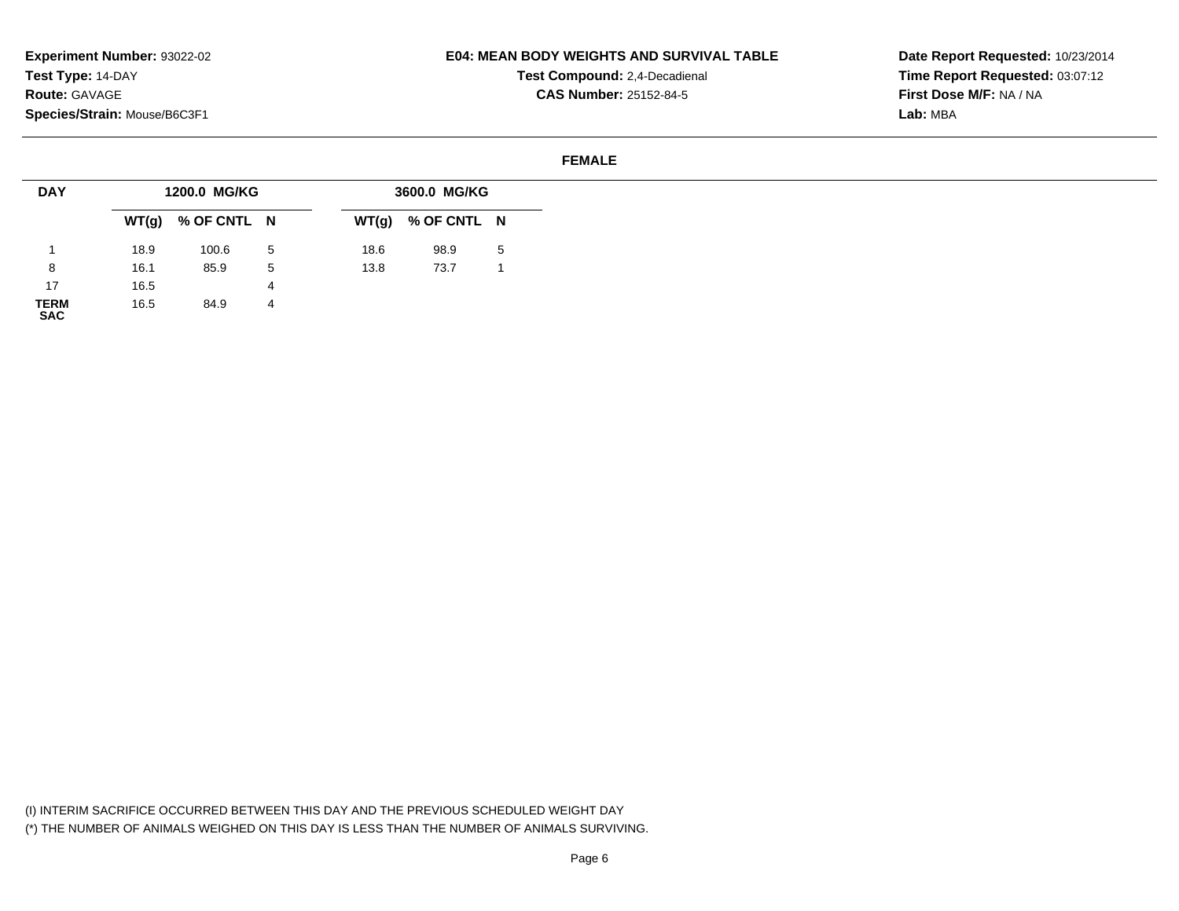**Experiment Number:** 93022-02
**Test Type:** 14-DAY
**Route:** GAVAGE
**Species/Strain:** Mouse/B6C3F1

**E04: MEAN BODY WEIGHTS AND SURVIVAL TABLE**
**Test Compound:** 2,4-Decadienal
**CAS Number:** 25152-84-5

**Date Report Requested:** 10/23/2014
**Time Report Requested:** 03:07:12
**First Dose M/F:** NA / NA
**Lab:** MBA

**FEMALE**

| DAY | 1200.0 MG/KG | | | 3600.0 MG/KG | | |
|---|---|---|---|---|---|---|
| | WT(g) | % OF CNTL | N | WT(g) | % OF CNTL | N |
| 1 | 18.9 | 100.6 | 5 | 18.6 | 98.9 | 5 |
| 8 | 16.1 | 85.9 | 5 | 13.8 | 73.7 | 1 |
| 17 | 16.5 | | 4 | | | |
| TERM SAC | 16.5 | 84.9 | 4 | | | |

(I) INTERIM SACRIFICE OCCURRED BETWEEN THIS DAY AND THE PREVIOUS SCHEDULED WEIGHT DAY
(*) THE NUMBER OF ANIMALS WEIGHED ON THIS DAY IS LESS THAN THE NUMBER OF ANIMALS SURVIVING.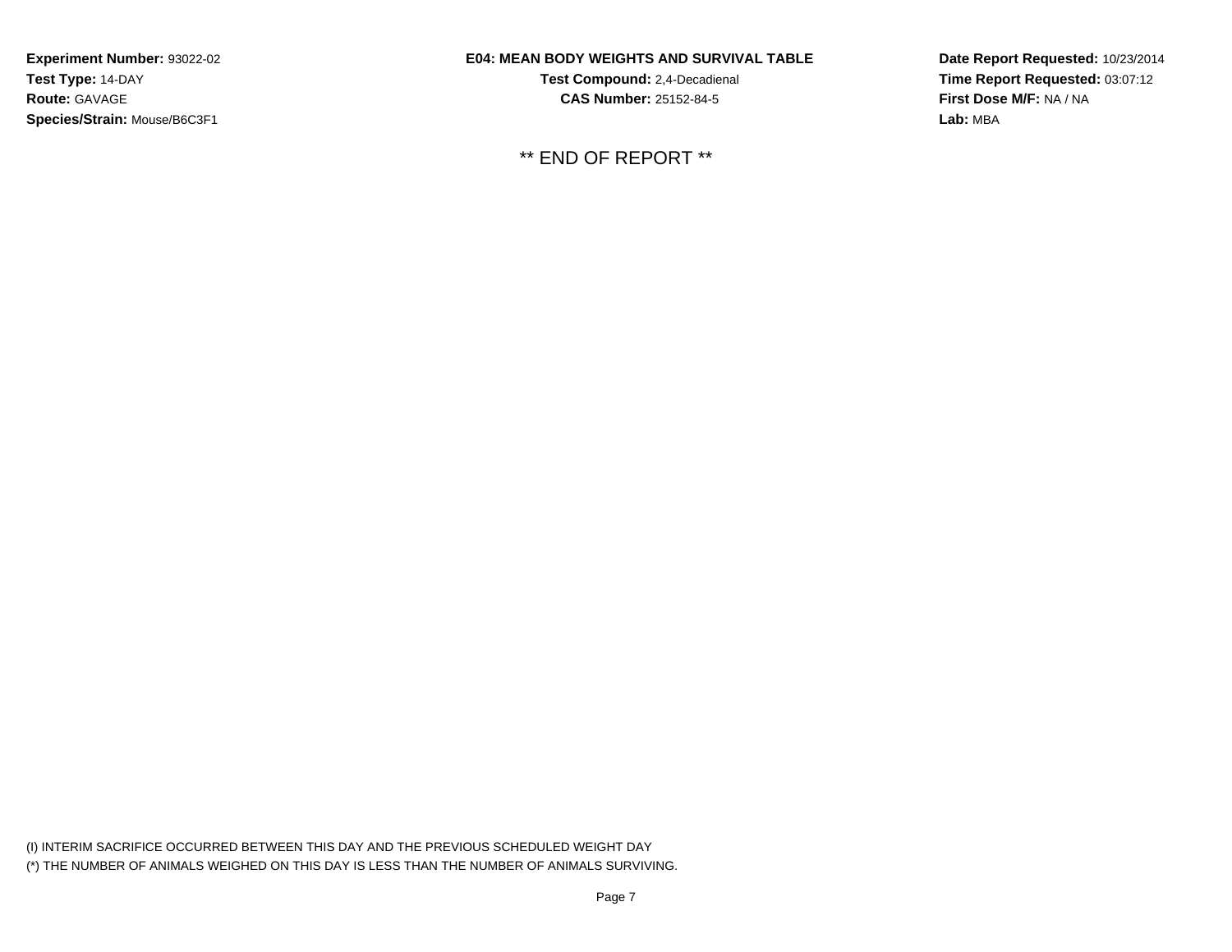**Experiment Number:** 93022-02
**Test Type:** 14-DAY
**Route:** GAVAGE
**Species/Strain:** Mouse/B6C3F1

**E04: MEAN BODY WEIGHTS AND SURVIVAL TABLE**
**Test Compound:** 2,4-Decadienal
**CAS Number:** 25152-84-5

**Date Report Requested:** 10/23/2014
**Time Report Requested:** 03:07:12
**First Dose M/F:** NA / NA
**Lab:** MBA

** END OF REPORT **

(I) INTERIM SACRIFICE OCCURRED BETWEEN THIS DAY AND THE PREVIOUS SCHEDULED WEIGHT DAY
(*) THE NUMBER OF ANIMALS WEIGHED ON THIS DAY IS LESS THAN THE NUMBER OF ANIMALS SURVIVING.